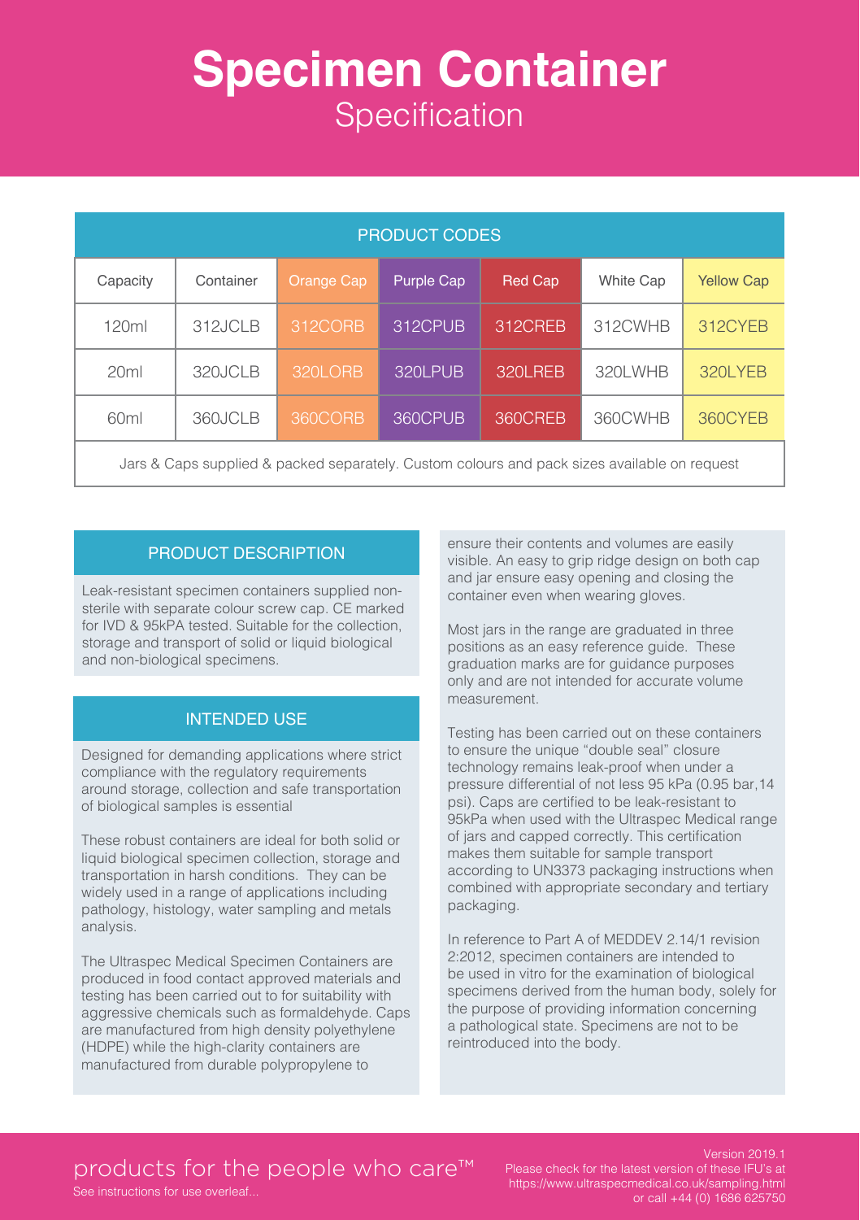# Specimen Container

## Specification

| PRODUCT CODES | | | | | | |
|---|---|---|---|---|---|---|
| Capacity | Container | Orange Cap | Purple Cap | Red Cap | White Cap | Yellow Cap |
| 120ml | 312JCLB | 312CORB | 312CPUB | 312CREB | 312CWHB | 312CYEB |
| 20ml | 320JCLB | 320LORB | 320LPUB | 320LREB | 320LWHB | 320LYEB |
| 60ml | 360JCLB | 360CORB | 360CPUB | 360CREB | 360CWHB | 360CYEB |

Jars & Caps supplied & packed separately. Custom colours and pack sizes available on request

### PRODUCT DESCRIPTION

Leak-resistant specimen containers supplied non-sterile with separate colour screw cap. CE marked for IVD & 95kPA tested. Suitable for the collection, storage and transport of solid or liquid biological and non-biological specimens.

### INTENDED USE

Designed for demanding applications where strict compliance with the regulatory requirements around storage, collection and safe transportation of biological samples is essential

These robust containers are ideal for both solid or liquid biological specimen collection, storage and transportation in harsh conditions. They can be widely used in a range of applications including pathology, histology, water sampling and metals analysis.

The Ultraspec Medical Specimen Containers are produced in food contact approved materials and testing has been carried out to for suitability with aggressive chemicals such as formaldehyde. Caps are manufactured from high density polyethylene (HDPE) while the high-clarity containers are manufactured from durable polypropylene to ensure their contents and volumes are easily visible. An easy to grip ridge design on both cap and jar ensure easy opening and closing the container even when wearing gloves.

Most jars in the range are graduated in three positions as an easy reference guide. These graduation marks are for guidance purposes only and are not intended for accurate volume measurement.

Testing has been carried out on these containers to ensure the unique "double seal" closure technology remains leak-proof when under a pressure differential of not less 95 kPa (0.95 bar,14 psi). Caps are certified to be leak-resistant to 95kPa when used with the Ultraspec Medical range of jars and capped correctly. This certification makes them suitable for sample transport according to UN3373 packaging instructions when combined with appropriate secondary and tertiary packaging.

In reference to Part A of MEDDEV 2.14/1 revision 2:2012, specimen containers are intended to be used in vitro for the examination of biological specimens derived from the human body, solely for the purpose of providing information concerning a pathological state. Specimens are not to be reintroduced into the body.

products for the people who care™

See instructions for use overleaf...

Version 2019.1
Please check for the latest version of these IFU's at https://www.ultraspecmedical.co.uk/sampling.html or call +44 (0) 1686 625750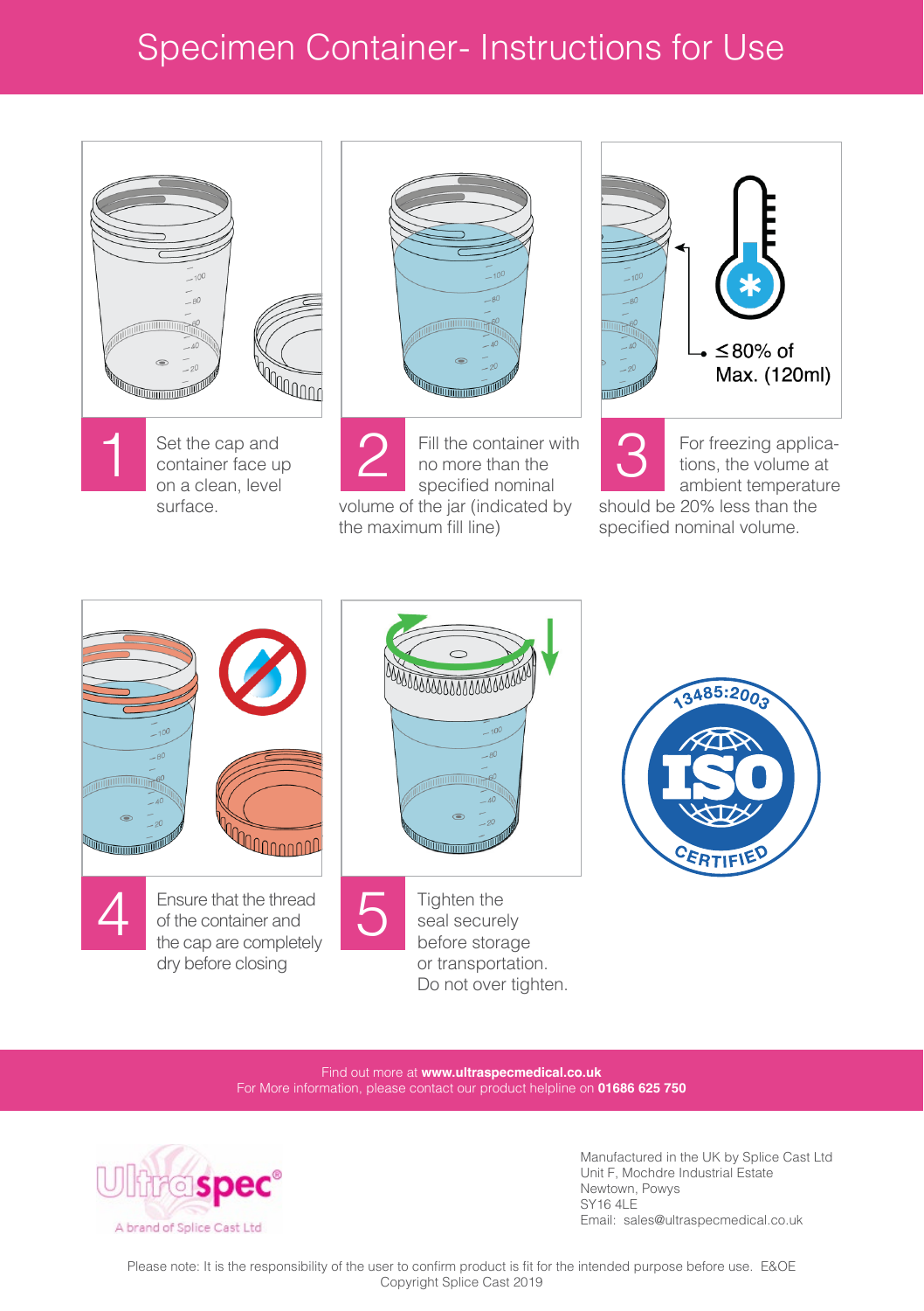# Specimen Container- Instructions for Use

≤80% of Max. (120ml)

1. Set the cap and container face up on a clean, level surface.
2. Fill the container with no more than the specified nominal volume of the jar (indicated by the maximum fill line)
3. For freezing applications, the volume at ambient temperature should be 20% less than the specified nominal volume.
4. Ensure that the thread of the container and the cap are completely dry before closing
5. Tighten the seal securely before storage or transportation. Do not over tighten.

13485:2003 ISO CERTIFIED

Find out more at **www.ultraspecmedical.co.uk**
For More information, please contact our product helpline on **01686 625 750**

Ultraspec®
A brand of Splice Cast Ltd

Manufactured in the UK by Splice Cast Ltd
Unit F, Mochdre Industrial Estate
Newtown, Powys
SY16 4LE
Email: sales@ultraspecmedical.co.uk

Please note: It is the responsibility of the user to confirm product is fit for the intended purpose before use. E&OE
Copyright Splice Cast 2019